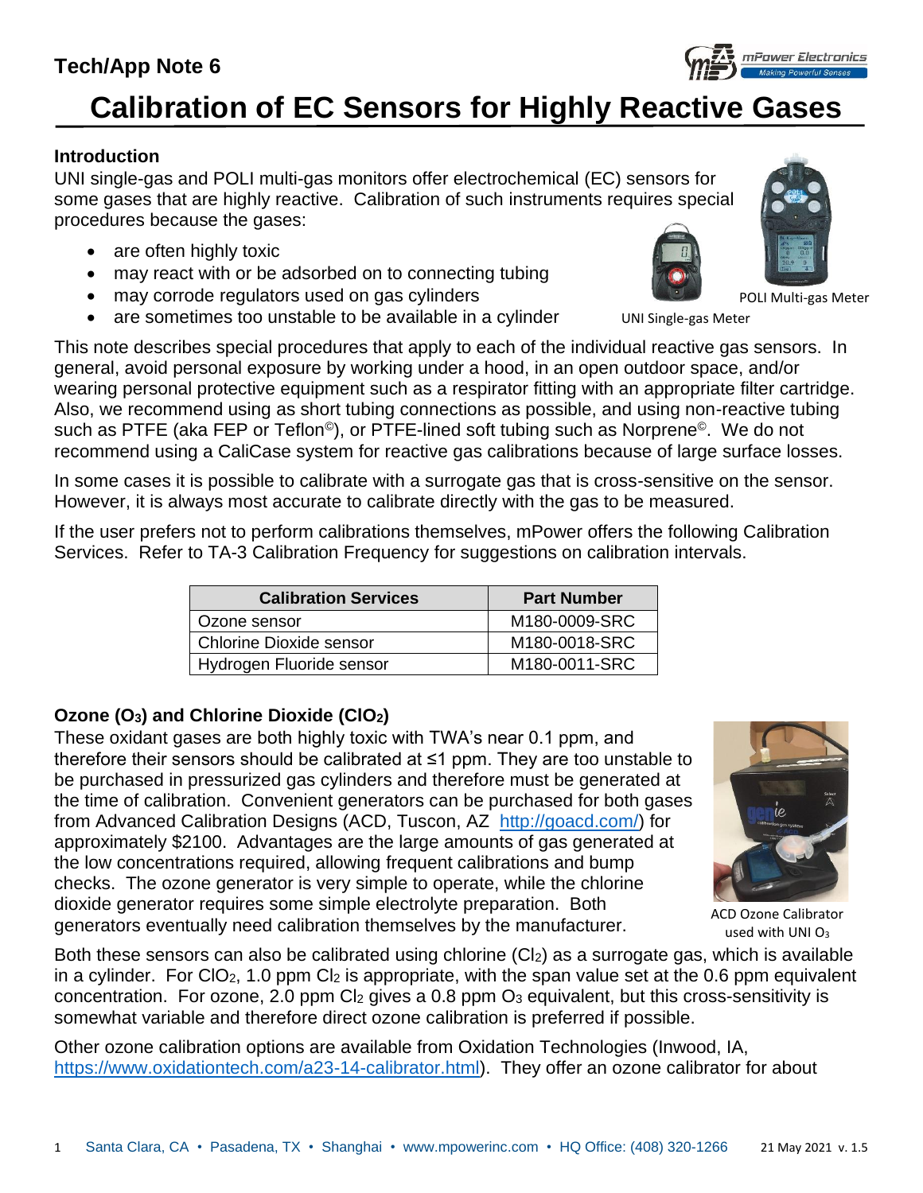# Tech/App Note 6

# Calibration of EC Sensors for Highly Reactive Gases

## Introduction

UNI single-gas and POLI multi-gas monitors offer electrochemical (EC) sensors for some gases that are highly reactive. Calibration of such instruments requires special procedures because the gases:

- are often highly toxic
- may react with or be adsorbed on to connecting tubing
- may corrode regulators used on gas cylinders
- are sometimes too unstable to be available in a cylinder

UNI Single-gas Meter

POLI Multi-gas Meter

This note describes special procedures that apply to each of the individual reactive gas sensors. In general, avoid personal exposure by working under a hood, in an open outdoor space, and/or wearing personal protective equipment such as a respirator fitting with an appropriate filter cartridge. Also, we recommend using as short tubing connections as possible, and using non-reactive tubing such as PTFE (aka FEP or Teflon©), or PTFE-lined soft tubing such as Norprene©. We do not recommend using a CaliCase system for reactive gas calibrations because of large surface losses.

In some cases it is possible to calibrate with a surrogate gas that is cross-sensitive on the sensor. However, it is always most accurate to calibrate directly with the gas to be measured.

If the user prefers not to perform calibrations themselves, mPower offers the following Calibration Services. Refer to TA-3 Calibration Frequency for suggestions on calibration intervals.

| Calibration Services | Part Number |
|---|---|
| Ozone sensor | M180-0009-SRC |
| Chlorine Dioxide sensor | M180-0018-SRC |
| Hydrogen Fluoride sensor | M180-0011-SRC |

## Ozone ($O_3$) and Chlorine Dioxide ($ClO_2$)

These oxidant gases are both highly toxic with TWA's near 0.1 ppm, and therefore their sensors should be calibrated at ≤1 ppm. They are too unstable to be purchased in pressurized gas cylinders and therefore must be generated at the time of calibration. Convenient generators can be purchased for both gases from Advanced Calibration Designs (ACD, Tuscon, AZ http://goacd.com/) for approximately $2100. Advantages are the large amounts of gas generated at the low concentrations required, allowing frequent calibrations and bump checks. The ozone generator is very simple to operate, while the chlorine dioxide generator requires some simple electrolyte preparation. Both generators eventually need calibration themselves by the manufacturer.

ACD Ozone Calibrator used with UNI $O_3$

Both these sensors can also be calibrated using chlorine ($Cl_2$) as a surrogate gas, which is available in a cylinder. For $ClO_2$, 1.0 ppm $Cl_2$ is appropriate, with the span value set at the 0.6 ppm equivalent concentration. For ozone, 2.0 ppm $Cl_2$ gives a 0.8 ppm $O_3$ equivalent, but this cross-sensitivity is somewhat variable and therefore direct ozone calibration is preferred if possible.

Other ozone calibration options are available from Oxidation Technologies (Inwood, IA, https://www.oxidationtech.com/a23-14-calibrator.html). They offer an ozone calibrator for about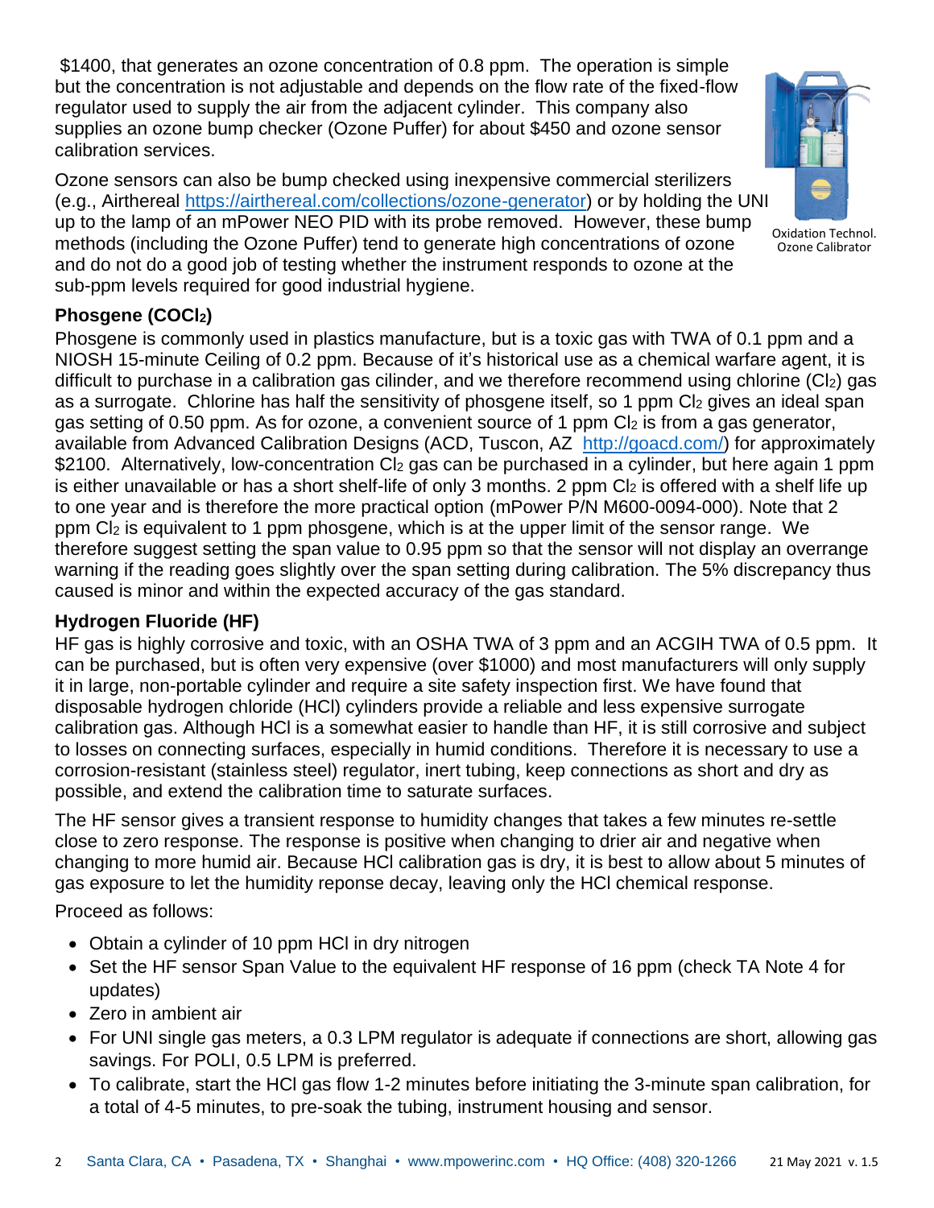$1400, that generates an ozone concentration of 0.8 ppm. The operation is simple but the concentration is not adjustable and depends on the flow rate of the fixed-flow regulator used to supply the air from the adjacent cylinder. This company also supplies an ozone bump checker (Ozone Puffer) for about $450 and ozone sensor calibration services.

Oxidation Technol. Ozone Calibrator

Ozone sensors can also be bump checked using inexpensive commercial sterilizers (e.g., Airthereal https://airthereal.com/collections/ozone-generator) or by holding the UNI up to the lamp of an mPower NEO PID with its probe removed. However, these bump methods (including the Ozone Puffer) tend to generate high concentrations of ozone and do not do a good job of testing whether the instrument responds to ozone at the sub-ppm levels required for good industrial hygiene.

### Phosgene ($COCl_2$)

Phosgene is commonly used in plastics manufacture, but is a toxic gas with TWA of 0.1 ppm and a NIOSH 15-minute Ceiling of 0.2 ppm. Because of it's historical use as a chemical warfare agent, it is difficult to purchase in a calibration gas cilinder, and we therefore recommend using chlorine ($Cl_2$) gas as a surrogate. Chlorine has half the sensitivity of phosgene itself, so 1 ppm $Cl_2$ gives an ideal span gas setting of 0.50 ppm. As for ozone, a convenient source of 1 ppm $Cl_2$ is from a gas generator, available from Advanced Calibration Designs (ACD, Tuscon, AZ http://goacd.com/) for approximately $2100. Alternatively, low-concentration $Cl_2$ gas can be purchased in a cylinder, but here again 1 ppm is either unavailable or has a short shelf-life of only 3 months. 2 ppm $Cl_2$ is offered with a shelf life up to one year and is therefore the more practical option (mPower P/N M600-0094-000). Note that 2 ppm $Cl_2$ is equivalent to 1 ppm phosgene, which is at the upper limit of the sensor range. We therefore suggest setting the span value to 0.95 ppm so that the sensor will not display an overrange warning if the reading goes slightly over the span setting during calibration. The 5% discrepancy thus caused is minor and within the expected accuracy of the gas standard.

### Hydrogen Fluoride (HF)

HF gas is highly corrosive and toxic, with an OSHA TWA of 3 ppm and an ACGIH TWA of 0.5 ppm. It can be purchased, but is often very expensive (over $1000) and most manufacturers will only supply it in large, non-portable cylinder and require a site safety inspection first. We have found that disposable hydrogen chloride (HCl) cylinders provide a reliable and less expensive surrogate calibration gas. Although HCl is a somewhat easier to handle than HF, it is still corrosive and subject to losses on connecting surfaces, especially in humid conditions. Therefore it is necessary to use a corrosion-resistant (stainless steel) regulator, inert tubing, keep connections as short and dry as possible, and extend the calibration time to saturate surfaces.

The HF sensor gives a transient response to humidity changes that takes a few minutes re-settle close to zero response. The response is positive when changing to drier air and negative when changing to more humid air. Because HCl calibration gas is dry, it is best to allow about 5 minutes of gas exposure to let the humidity reponse decay, leaving only the HCl chemical response.

Proceed as follows:

- Obtain a cylinder of 10 ppm HCl in dry nitrogen
- Set the HF sensor Span Value to the equivalent HF response of 16 ppm (check TA Note 4 for updates)
- Zero in ambient air
- For UNI single gas meters, a 0.3 LPM regulator is adequate if connections are short, allowing gas savings. For POLI, 0.5 LPM is preferred.
- To calibrate, start the HCl gas flow 1-2 minutes before initiating the 3-minute span calibration, for a total of 4-5 minutes, to pre-soak the tubing, instrument housing and sensor.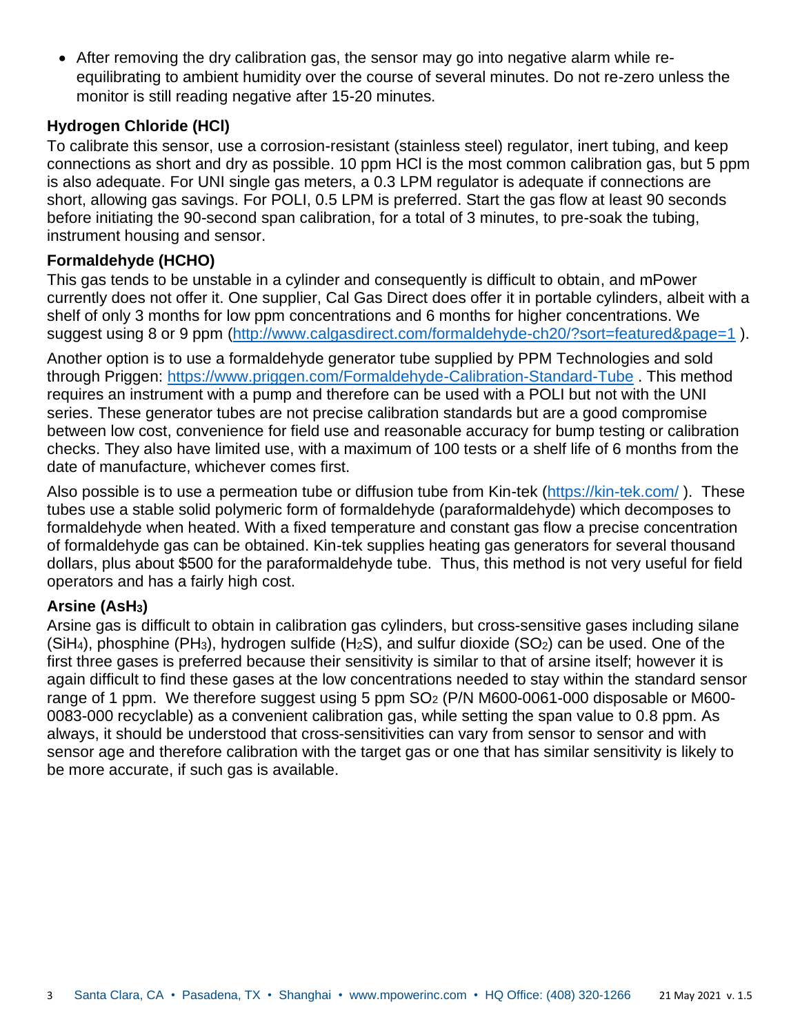- After removing the dry calibration gas, the sensor may go into negative alarm while re-equilibrating to ambient humidity over the course of several minutes. Do not re-zero unless the monitor is still reading negative after 15-20 minutes.

### Hydrogen Chloride (HCl)

To calibrate this sensor, use a corrosion-resistant (stainless steel) regulator, inert tubing, and keep connections as short and dry as possible. 10 ppm HCl is the most common calibration gas, but 5 ppm is also adequate. For UNI single gas meters, a 0.3 LPM regulator is adequate if connections are short, allowing gas savings. For POLI, 0.5 LPM is preferred. Start the gas flow at least 90 seconds before initiating the 90-second span calibration, for a total of 3 minutes, to pre-soak the tubing, instrument housing and sensor.

### Formaldehyde (HCHO)

This gas tends to be unstable in a cylinder and consequently is difficult to obtain, and mPower currently does not offer it. One supplier, Cal Gas Direct does offer it in portable cylinders, albeit with a shelf of only 3 months for low ppm concentrations and 6 months for higher concentrations. We suggest using 8 or 9 ppm (http://www.calgasdirect.com/formaldehyde-ch20/?sort=featured&page=1 ).

Another option is to use a formaldehyde generator tube supplied by PPM Technologies and sold through Priggen: https://www.priggen.com/Formaldehyde-Calibration-Standard-Tube . This method requires an instrument with a pump and therefore can be used with a POLI but not with the UNI series. These generator tubes are not precise calibration standards but are a good compromise between low cost, convenience for field use and reasonable accuracy for bump testing or calibration checks. They also have limited use, with a maximum of 100 tests or a shelf life of 6 months from the date of manufacture, whichever comes first.

Also possible is to use a permeation tube or diffusion tube from Kin-tek (https://kin-tek.com/ ). These tubes use a stable solid polymeric form of formaldehyde (paraformaldehyde) which decomposes to formaldehyde when heated. With a fixed temperature and constant gas flow a precise concentration of formaldehyde gas can be obtained. Kin-tek supplies heating gas generators for several thousand dollars, plus about $500 for the paraformaldehyde tube. Thus, this method is not very useful for field operators and has a fairly high cost.

### Arsine ($AsH_3$)

Arsine gas is difficult to obtain in calibration gas cylinders, but cross-sensitive gases including silane ($SiH_4$), phosphine ($PH_3$), hydrogen sulfide ($H_2S$), and sulfur dioxide ($SO_2$) can be used. One of the first three gases is preferred because their sensitivity is similar to that of arsine itself; however it is again difficult to find these gases at the low concentrations needed to stay within the standard sensor range of 1 ppm. We therefore suggest using 5 ppm $SO_2$ (P/N M600-0061-000 disposable or M600-0083-000 recyclable) as a convenient calibration gas, while setting the span value to 0.8 ppm. As always, it should be understood that cross-sensitivities can vary from sensor to sensor and with sensor age and therefore calibration with the target gas or one that has similar sensitivity is likely to be more accurate, if such gas is available.